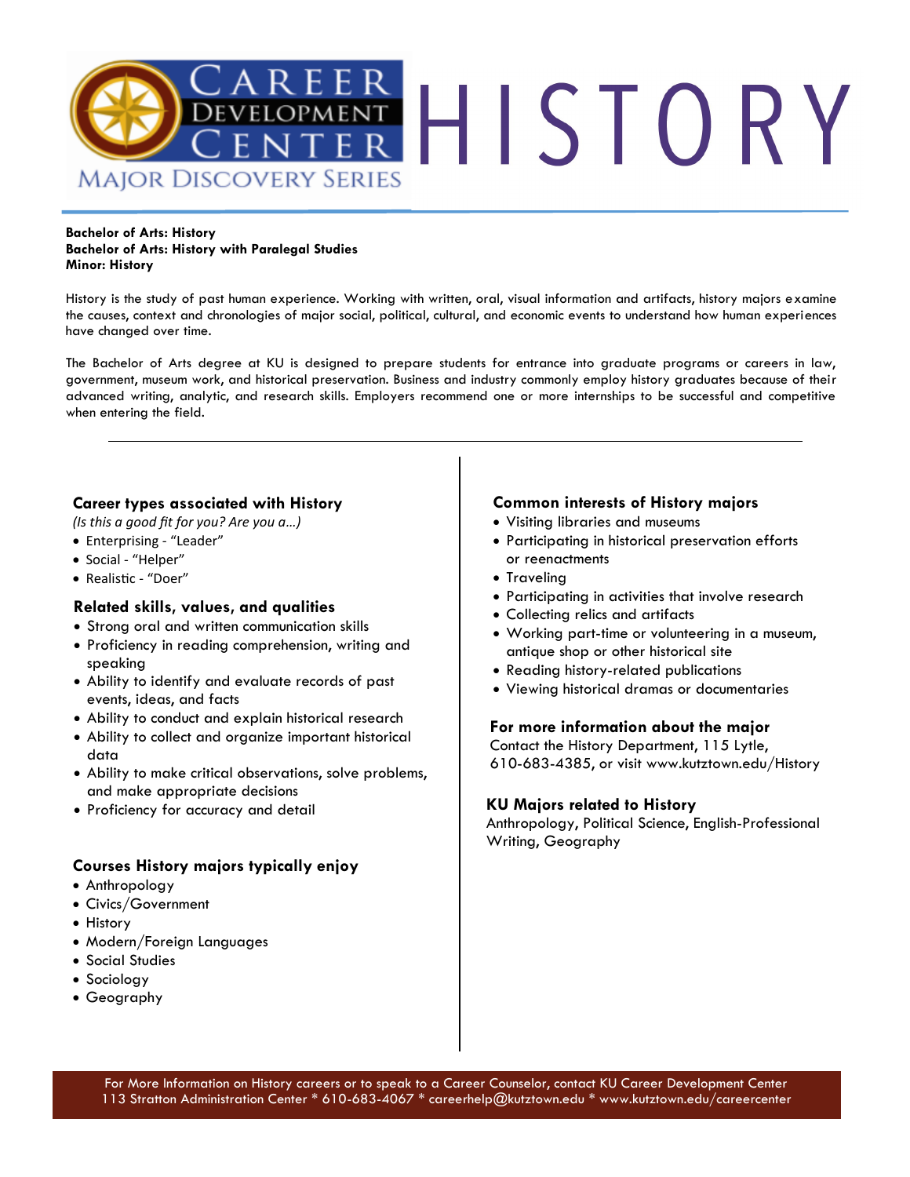# Career Development Center — Major Discovery Series

# HISTORY

**Bachelor of Arts: History**
**Bachelor of Arts: History with Paralegal Studies**
**Minor: History**

History is the study of past human experience. Working with written, oral, visual information and artifacts, history majors examine the causes, context and chronologies of major social, political, cultural, and economic events to understand how human experiences have changed over time.

The Bachelor of Arts degree at KU is designed to prepare students for entrance into graduate programs or careers in law, government, museum work, and historical preservation. Business and industry commonly employ history graduates because of their advanced writing, analytic, and research skills. Employers recommend one or more internships to be successful and competitive when entering the field.

---

### Career types associated with History

*(Is this a good fit for you? Are you a…)*

- Enterprising - "Leader"
- Social - "Helper"
- Realistic - "Doer"

### Related skills, values, and qualities

- Strong oral and written communication skills
- Proficiency in reading comprehension, writing and speaking
- Ability to identify and evaluate records of past events, ideas, and facts
- Ability to conduct and explain historical research
- Ability to collect and organize important historical data
- Ability to make critical observations, solve problems, and make appropriate decisions
- Proficiency for accuracy and detail

### Courses History majors typically enjoy

- Anthropology
- Civics/Government
- History
- Modern/Foreign Languages
- Social Studies
- Sociology
- Geography

### Common interests of History majors

- Visiting libraries and museums
- Participating in historical preservation efforts or reenactments
- Traveling
- Participating in activities that involve research
- Collecting relics and artifacts
- Working part-time or volunteering in a museum, antique shop or other historical site
- Reading history-related publications
- Viewing historical dramas or documentaries

### For more information about the major

Contact the History Department, 115 Lytle, 610-683-4385, or visit www.kutztown.edu/History

### KU Majors related to History

Anthropology, Political Science, English-Professional Writing, Geography

For More Information on History careers or to speak to a Career Counselor, contact KU Career Development Center
113 Stratton Administration Center * 610-683-4067 * careerhelp@kutztown.edu * www.kutztown.edu/careercenter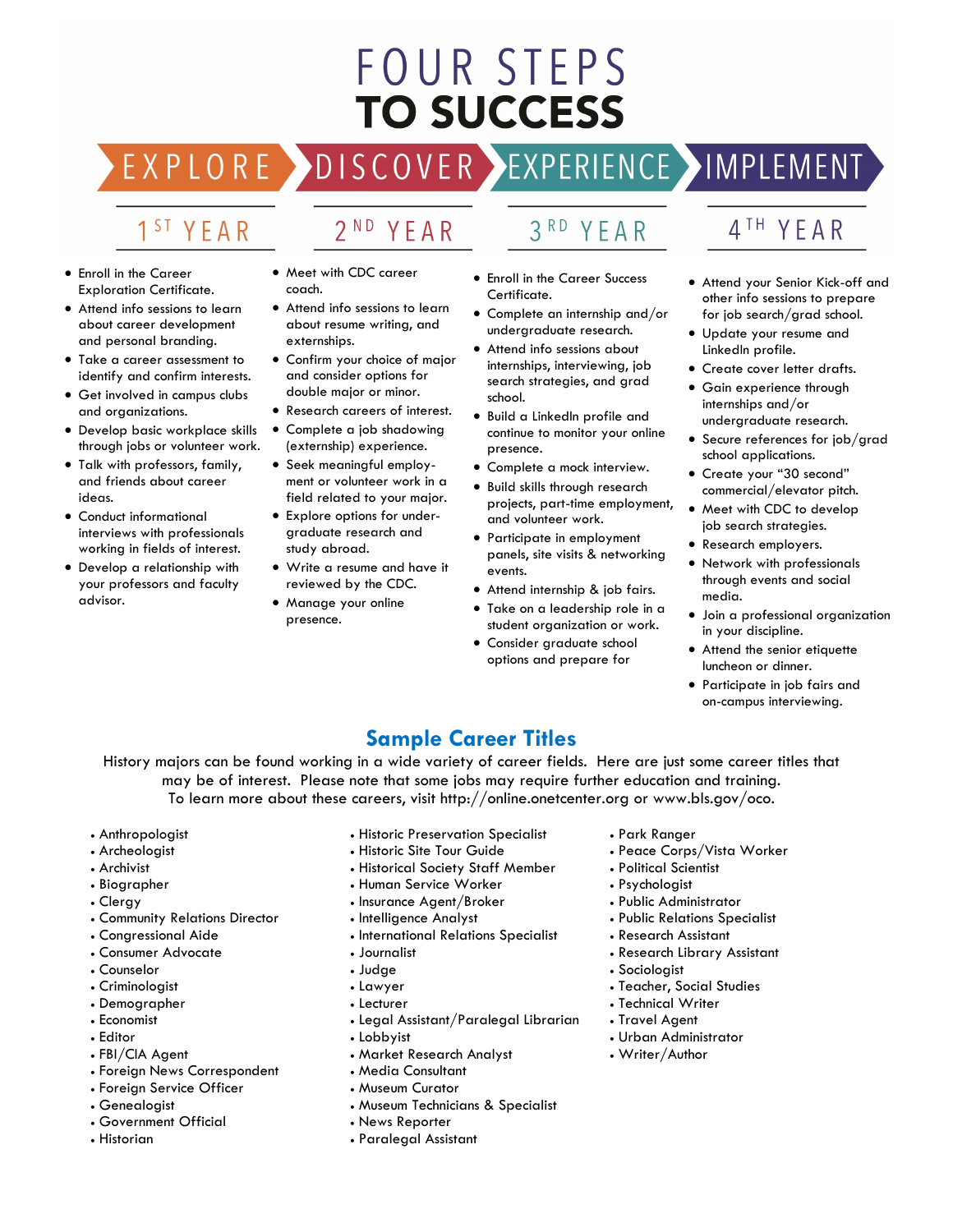# FOUR STEPS TO SUCCESS

## EXPLORE — 1ST YEAR

- Enroll in the Career Exploration Certificate.
- Attend info sessions to learn about career development and personal branding.
- Take a career assessment to identify and confirm interests.
- Get involved in campus clubs and organizations.
- Develop basic workplace skills through jobs or volunteer work.
- Talk with professors, family, and friends about career ideas.
- Conduct informational interviews with professionals working in fields of interest.
- Develop a relationship with your professors and faculty advisor.

## DISCOVER — 2ND YEAR

- Meet with CDC career coach.
- Attend info sessions to learn about resume writing, and externships.
- Confirm your choice of major and consider options for double major or minor.
- Research careers of interest.
- Complete a job shadowing (externship) experience.
- Seek meaningful employment or volunteer work in a field related to your major.
- Explore options for undergraduate research and study abroad.
- Write a resume and have it reviewed by the CDC.
- Manage your online presence.

## EXPERIENCE — 3RD YEAR

- Enroll in the Career Success Certificate.
- Complete an internship and/or undergraduate research.
- Attend info sessions about internships, interviewing, job search strategies, and grad school.
- Build a LinkedIn profile and continue to monitor your online presence.
- Complete a mock interview.
- Build skills through research projects, part-time employment, and volunteer work.
- Participate in employment panels, site visits & networking events.
- Attend internship & job fairs.
- Take on a leadership role in a student organization or work.
- Consider graduate school options and prepare for

## IMPLEMENT — 4TH YEAR

- Attend your Senior Kick-off and other info sessions to prepare for job search/grad school.
- Update your resume and LinkedIn profile.
- Create cover letter drafts.
- Gain experience through internships and/or undergraduate research.
- Secure references for job/grad school applications.
- Create your "30 second" commercial/elevator pitch.
- Meet with CDC to develop job search strategies.
- Research employers.
- Network with professionals through events and social media.
- Join a professional organization in your discipline.
- Attend the senior etiquette luncheon or dinner.
- Participate in job fairs and on-campus interviewing.

## Sample Career Titles

History majors can be found working in a wide variety of career fields. Here are just some career titles that may be of interest. Please note that some jobs may require further education and training. To learn more about these careers, visit http://online.onetcenter.org or www.bls.gov/oco.

- Anthropologist
- Archeologist
- Archivist
- Biographer
- Clergy
- Community Relations Director
- Congressional Aide
- Consumer Advocate
- Counselor
- Criminologist
- Demographer
- Economist
- Editor
- FBI/CIA Agent
- Foreign News Correspondent
- Foreign Service Officer
- Genealogist
- Government Official
- Historian
- Historic Preservation Specialist
- Historic Site Tour Guide
- Historical Society Staff Member
- Human Service Worker
- Insurance Agent/Broker
- Intelligence Analyst
- International Relations Specialist
- Journalist
- Judge
- Lawyer
- Lecturer
- Legal Assistant/Paralegal Librarian
- Lobbyist
- Market Research Analyst
- Media Consultant
- Museum Curator
- Museum Technicians & Specialist
- News Reporter
- Paralegal Assistant
- Park Ranger
- Peace Corps/Vista Worker
- Political Scientist
- Psychologist
- Public Administrator
- Public Relations Specialist
- Research Assistant
- Research Library Assistant
- Sociologist
- Teacher, Social Studies
- Technical Writer
- Travel Agent
- Urban Administrator
- Writer/Author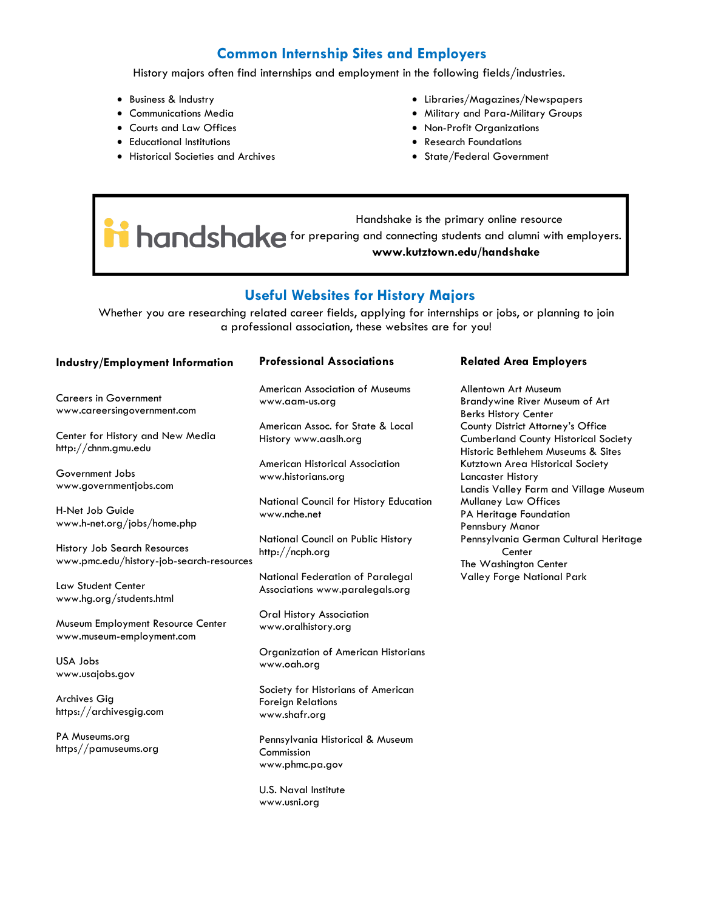## Common Internship Sites and Employers

History majors often find internships and employment in the following fields/industries.

- Business & Industry
- Communications Media
- Courts and Law Offices
- Educational Institutions
- Historical Societies and Archives
- Libraries/Magazines/Newspapers
- Military and Para-Military Groups
- Non-Profit Organizations
- Research Foundations
- State/Federal Government

handshake

Handshake is the primary online resource for preparing and connecting students and alumni with employers.
**www.kutztown.edu/handshake**

## Useful Websites for History Majors

Whether you are researching related career fields, applying for internships or jobs, or planning to join a professional association, these websites are for you!

### Industry/Employment Information

Careers in Government
www.careersingovernment.com

Center for History and New Media
http://chnm.gmu.edu

Government Jobs
www.governmentjobs.com

H-Net Job Guide
www.h-net.org/jobs/home.php

History Job Search Resources
www.pmc.edu/history-job-search-resources

Law Student Center
www.hg.org/students.html

Museum Employment Resource Center
www.museum-employment.com

USA Jobs
www.usajobs.gov

Archives Gig
https://archivesgig.com

PA Museums.org
https//pamuseums.org

### Professional Associations

American Association of Museums
www.aam-us.org

American Assoc. for State & Local History www.aaslh.org

American Historical Association
www.historians.org

National Council for History Education
www.nche.net

National Council on Public History
http://ncph.org

National Federation of Paralegal Associations www.paralegals.org

Oral History Association
www.oralhistory.org

Organization of American Historians
www.oah.org

Society for Historians of American Foreign Relations
www.shafr.org

Pennsylvania Historical & Museum Commission
www.phmc.pa.gov

U.S. Naval Institute
www.usni.org

### Related Area Employers

Allentown Art Museum
Brandywine River Museum of Art
Berks History Center
County District Attorney's Office
Cumberland County Historical Society
Historic Bethlehem Museums & Sites
Kutztown Area Historical Society
Lancaster History
Landis Valley Farm and Village Museum
Mullaney Law Offices
PA Heritage Foundation
Pennsbury Manor
Pennsylvania German Cultural Heritage Center
The Washington Center
Valley Forge National Park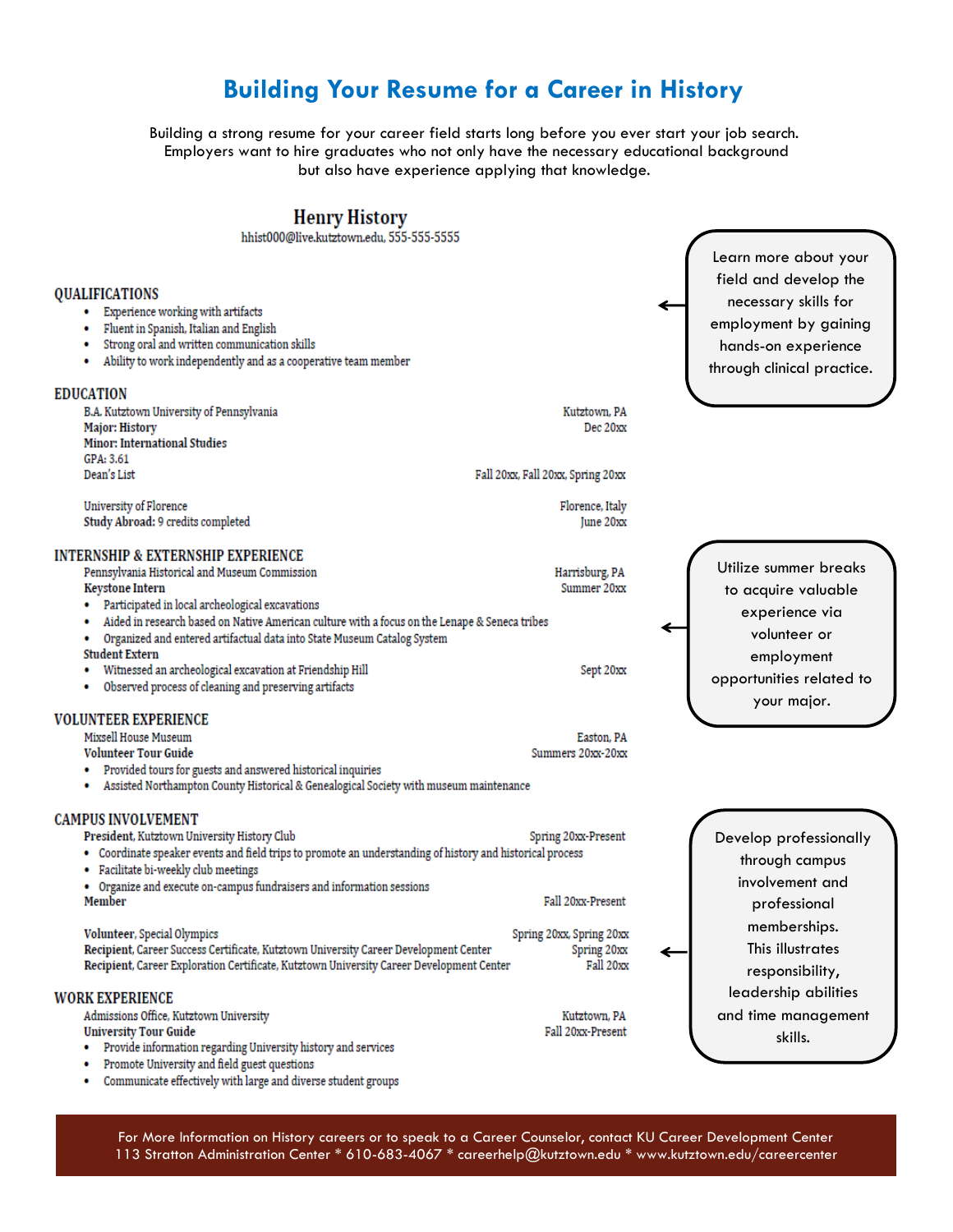# Building Your Resume for a Career in History

Building a strong resume for your career field starts long before you ever start your job search. Employers want to hire graduates who not only have the necessary educational background but also have experience applying that knowledge.

## Henry History

hhist000@live.kutztown.edu, 555-555-5555

### QUALIFICATIONS

- Experience working with artifacts
- Fluent in Spanish, Italian and English
- Strong oral and written communication skills
- Ability to work independently and as a cooperative team member

> Learn more about your field and develop the necessary skills for employment by gaining hands-on experience through clinical practice.

### EDUCATION

B.A. Kutztown University of Pennsylvania — Kutztown, PA
**Major:** History — Dec 20xx
**Minor:** International Studies
GPA: 3.61
Dean's List — Fall 20xx, Fall 20xx, Spring 20xx

University of Florence — Florence, Italy
**Study Abroad:** 9 credits completed — June 20xx

### INTERNSHIP & EXTERNSHIP EXPERIENCE

Pennsylvania Historical and Museum Commission — Harrisburg, PA
**Keystone Intern** — Summer 20xx

- Participated in local archeological excavations
- Aided in research based on Native American culture with a focus on the Lenape & Seneca tribes
- Organized and entered artifactual data into State Museum Catalog System

**Student Extern** — Sept 20xx

- Witnessed an archeological excavation at Friendship Hill
- Observed process of cleaning and preserving artifacts

> Utilize summer breaks to acquire valuable experience via volunteer or employment opportunities related to your major.

### VOLUNTEER EXPERIENCE

Mixsell House Museum — Easton, PA
**Volunteer Tour Guide** — Summers 20xx-20xx

- Provided tours for guests and answered historical inquiries
- Assisted Northampton County Historical & Genealogical Society with museum maintenance

### CAMPUS INVOLVEMENT

**President**, Kutztown University History Club — Spring 20xx-Present

- Coordinate speaker events and field trips to promote an understanding of history and historical process
- Facilitate bi-weekly club meetings
- Organize and execute on-campus fundraisers and information sessions

**Member** — Fall 20xx-Present

**Volunteer**, Special Olympics — Spring 20xx, Spring 20xx
**Recipient**, Career Success Certificate, Kutztown University Career Development Center — Spring 20xx
**Recipient**, Career Exploration Certificate, Kutztown University Career Development Center — Fall 20xx

> Develop professionally through campus involvement and professional memberships. This illustrates responsibility, leadership abilities and time management skills.

### WORK EXPERIENCE

Admissions Office, Kutztown University — Kutztown, PA
**University Tour Guide** — Fall 20xx-Present

- Provide information regarding University history and services
- Promote University and field guest questions
- Communicate effectively with large and diverse student groups

For More Information on History careers or to speak to a Career Counselor, contact KU Career Development Center
113 Stratton Administration Center * 610-683-4067 * careerhelp@kutztown.edu * www.kutztown.edu/careercenter